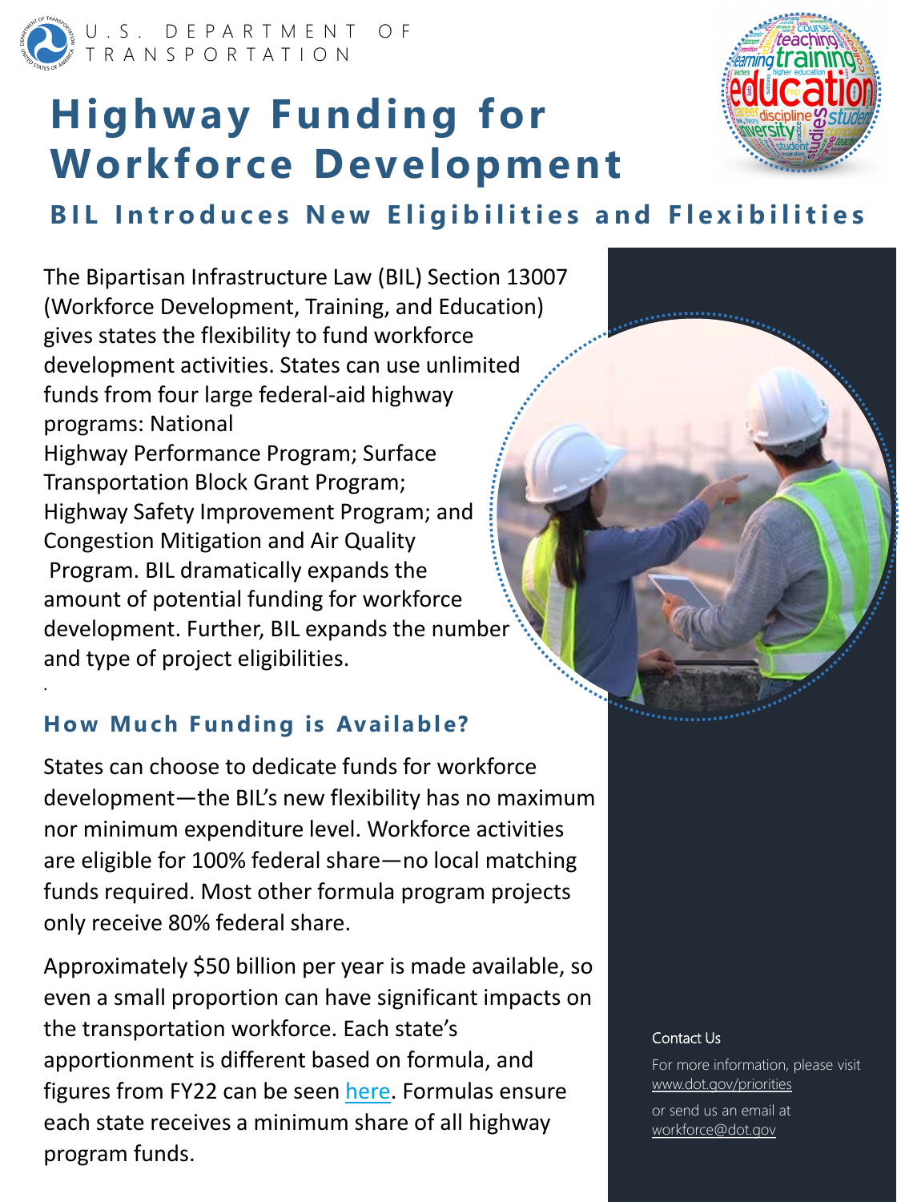U.S. DEPARTMENT OF TRANSPORTATION

# Highway Funding for Workforce Development

## BIL Introduces New Eligibilities and Flexibilities

The Bipartisan Infrastructure Law (BIL) Section 13007 (Workforce Development, Training, and Education) gives states the flexibility to fund workforce development activities. States can use unlimited funds from four large federal-aid highway programs: National Highway Performance Program; Surface Transportation Block Grant Program; Highway Safety Improvement Program; and Congestion Mitigation and Air Quality Program. BIL dramatically expands the amount of potential funding for workforce development. Further, BIL expands the number and type of project eligibilities.

### How Much Funding is Available?

States can choose to dedicate funds for workforce development—the BIL's new flexibility has no maximum nor minimum expenditure level. Workforce activities are eligible for 100% federal share—no local matching funds required. Most other formula program projects only receive 80% federal share.

Approximately $50 billion per year is made available, so even a small proportion can have significant impacts on the transportation workforce. Each state's apportionment is different based on formula, and figures from FY22 can be seen here. Formulas ensure each state receives a minimum share of all highway program funds.

Contact Us

For more information, please visit www.dot.gov/priorities

or send us an email at workforce@dot.gov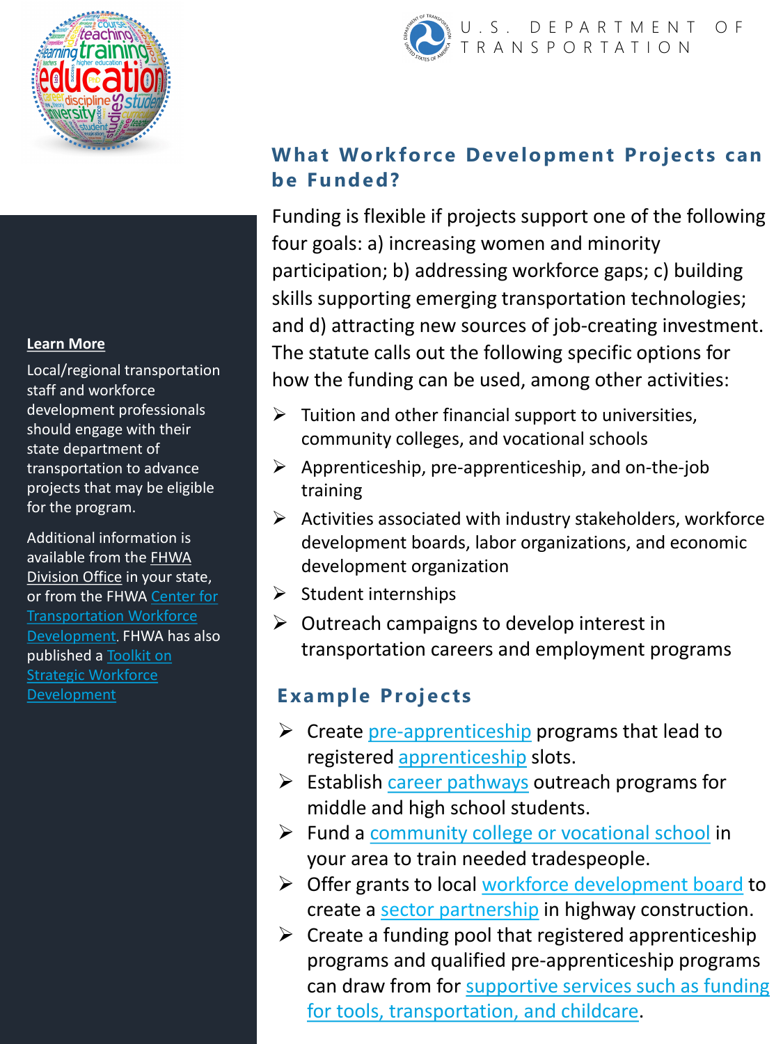U.S. DEPARTMENT OF TRANSPORTATION

## What Workforce Development Projects can be Funded?

Funding is flexible if projects support one of the following four goals: a) increasing women and minority participation; b) addressing workforce gaps; c) building skills supporting emerging transportation technologies; and d) attracting new sources of job-creating investment. The statute calls out the following specific options for how the funding can be used, among other activities:

- Tuition and other financial support to universities, community colleges, and vocational schools
- Apprenticeship, pre-apprenticeship, and on-the-job training
- Activities associated with industry stakeholders, workforce development boards, labor organizations, and economic development organization
- Student internships
- Outreach campaigns to develop interest in transportation careers and employment programs

## Example Projects

- Create pre-apprenticeship programs that lead to registered apprenticeship slots.
- Establish career pathways outreach programs for middle and high school students.
- Fund a community college or vocational school in your area to train needed tradespeople.
- Offer grants to local workforce development board to create a sector partnership in highway construction.
- Create a funding pool that registered apprenticeship programs and qualified pre-apprenticeship programs can draw from for supportive services such as funding for tools, transportation, and childcare.

**Learn More**

Local/regional transportation staff and workforce development professionals should engage with their state department of transportation to advance projects that may be eligible for the program.

Additional information is available from the FHWA Division Office in your state, or from the FHWA Center for Transportation Workforce Development. FHWA has also published a Toolkit on Strategic Workforce Development